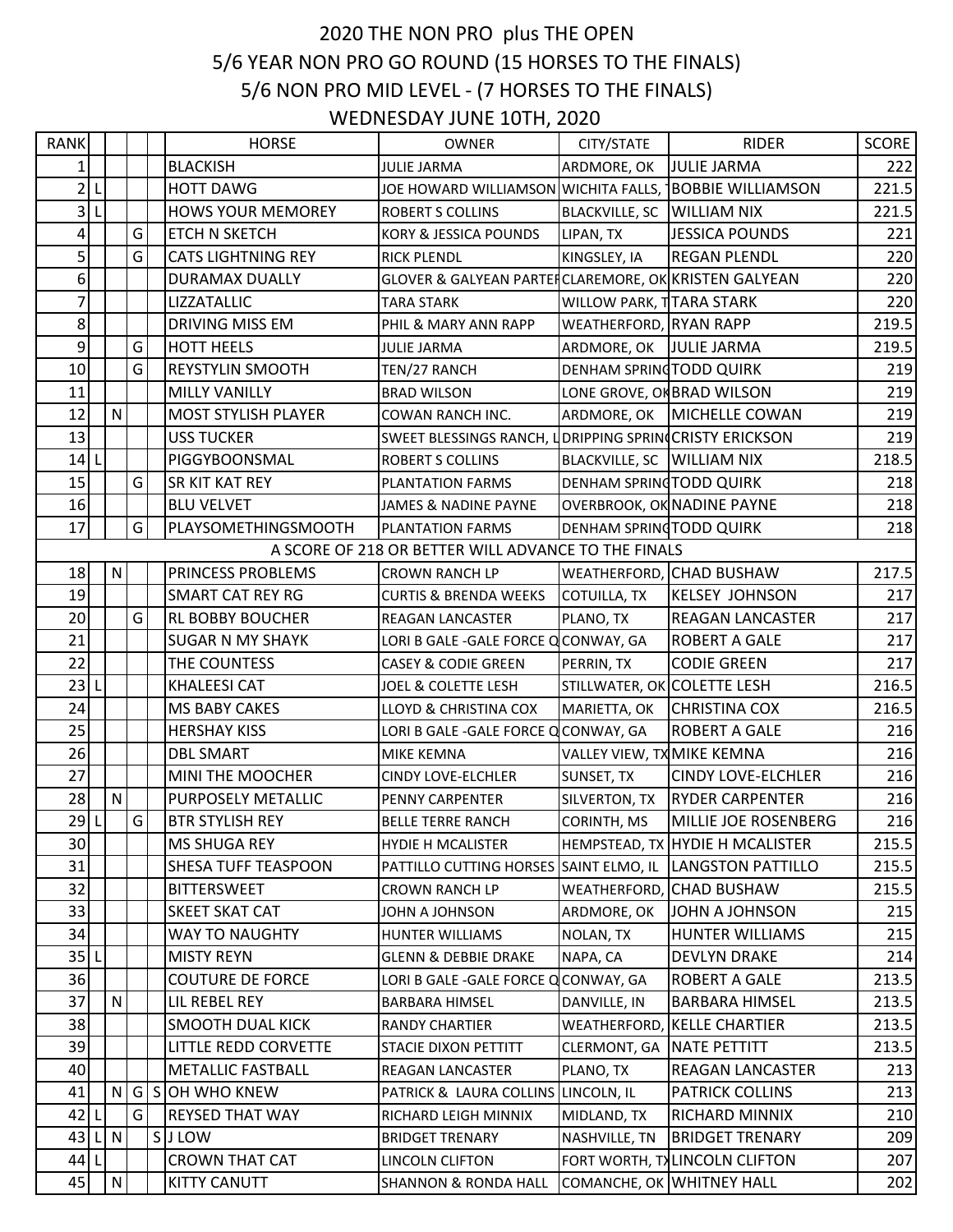# 2020 THE NON PRO plus THE OPEN

## 5/6 YEAR NON PRO GO ROUND (15 HORSES TO THE FINALS)

## 5/6 NON PRO MID LEVEL - (7 HORSES TO THE FINALS)

## WEDNESDAY JUNE 10TH, 2020

| RANK | | | | | HORSE | OWNER | CITY/STATE | RIDER | SCORE |
|---|---|---|---|---|---|---|---|---|---|
| 1 | | | | | BLACKISH | JULIE JARMA | ARDMORE, OK | JULIE JARMA | 222 |
| 2 | L | | | | HOTT DAWG | JOE HOWARD WILLIAMSON | WICHITA FALLS, T | BOBBIE WILLIAMSON | 221.5 |
| 3 | L | | | | HOWS YOUR MEMOREY | ROBERT S COLLINS | BLACKVILLE, SC | WILLIAM NIX | 221.5 |
| 4 | | | G | | ETCH N SKETCH | KORY & JESSICA POUNDS | LIPAN, TX | JESSICA POUNDS | 221 |
| 5 | | | G | | CATS LIGHTNING REY | RICK PLENDL | KINGSLEY, IA | REGAN PLENDL | 220 |
| 6 | | | | | DURAMAX DUALLY | GLOVER & GALYEAN PARTEF | CLAREMORE, OK | KRISTEN GALYEAN | 220 |
| 7 | | | | | LIZZATALLIC | TARA STARK | WILLOW PARK, T | TARA STARK | 220 |
| 8 | | | | | DRIVING MISS EM | PHIL & MARY ANN RAPP | WEATHERFORD, | RYAN RAPP | 219.5 |
| 9 | | | G | | HOTT HEELS | JULIE JARMA | ARDMORE, OK | JULIE JARMA | 219.5 |
| 10 | | | G | | REYSTYLIN SMOOTH | TEN/27 RANCH | DENHAM SPRING | TODD QUIRK | 219 |
| 11 | | | | | MILLY VANILLY | BRAD WILSON | LONE GROVE, OK | BRAD WILSON | 219 |
| 12 | | N | | | MOST STYLISH PLAYER | COWAN RANCH INC. | ARDMORE, OK | MICHELLE COWAN | 219 |
| 13 | | | | | USS TUCKER | SWEET BLESSINGS RANCH, L | DRIPPING SPRING | CRISTY ERICKSON | 219 |
| 14 | L | | | | PIGGYBOONSMAL | ROBERT S COLLINS | BLACKVILLE, SC | WILLIAM NIX | 218.5 |
| 15 | | | G | | SR KIT KAT REY | PLANTATION FARMS | DENHAM SPRING | TODD QUIRK | 218 |
| 16 | | | | | BLU VELVET | JAMES & NADINE PAYNE | OVERBROOK, OK | NADINE PAYNE | 218 |
| 17 | | | G | | PLAYSOMETHINGSMOOTH | PLANTATION FARMS | DENHAM SPRING | TODD QUIRK | 218 |
| | | | | | A SCORE OF 218 OR BETTER WILL ADVANCE TO THE FINALS | | | | |
| 18 | | N | | | PRINCESS PROBLEMS | CROWN RANCH LP | WEATHERFORD, | CHAD BUSHAW | 217.5 |
| 19 | | | | | SMART CAT REY RG | CURTIS & BRENDA WEEKS | COTUILLA, TX | KELSEY JOHNSON | 217 |
| 20 | | | G | | RL BOBBY BOUCHER | REAGAN LANCASTER | PLANO, TX | REAGAN LANCASTER | 217 |
| 21 | | | | | SUGAR N MY SHAYK | LORI B GALE -GALE FORCE Q | CONWAY, GA | ROBERT A GALE | 217 |
| 22 | | | | | THE COUNTESS | CASEY & CODIE GREEN | PERRIN, TX | CODIE GREEN | 217 |
| 23 | L | | | | KHALEESI CAT | JOEL & COLETTE LESH | STILLWATER, OK | COLETTE LESH | 216.5 |
| 24 | | | | | MS BABY CAKES | LLOYD & CHRISTINA COX | MARIETTA, OK | CHRISTINA COX | 216.5 |
| 25 | | | | | HERSHAY KISS | LORI B GALE -GALE FORCE Q | CONWAY, GA | ROBERT A GALE | 216 |
| 26 | | | | | DBL SMART | MIKE KEMNA | VALLEY VIEW, TX | MIKE KEMNA | 216 |
| 27 | | | | | MINI THE MOOCHER | CINDY LOVE-ELCHLER | SUNSET, TX | CINDY LOVE-ELCHLER | 216 |
| 28 | | N | | | PURPOSELY METALLIC | PENNY CARPENTER | SILVERTON, TX | RYDER CARPENTER | 216 |
| 29 | L | | G | | BTR STYLISH REY | BELLE TERRE RANCH | CORINTH, MS | MILLIE JOE ROSENBERG | 216 |
| 30 | | | | | MS SHUGA REY | HYDIE H MCALISTER | HEMPSTEAD, TX | HYDIE H MCALISTER | 215.5 |
| 31 | | | | | SHESA TUFF TEASPOON | PATTILLO CUTTING HORSES | SAINT ELMO, IL | LANGSTON PATTILLO | 215.5 |
| 32 | | | | | BITTERSWEET | CROWN RANCH LP | WEATHERFORD, | CHAD BUSHAW | 215.5 |
| 33 | | | | | SKEET SKAT CAT | JOHN A JOHNSON | ARDMORE, OK | JOHN A JOHNSON | 215 |
| 34 | | | | | WAY TO NAUGHTY | HUNTER WILLIAMS | NOLAN, TX | HUNTER WILLIAMS | 215 |
| 35 | L | | | | MISTY REYN | GLENN & DEBBIE DRAKE | NAPA, CA | DEVLYN DRAKE | 214 |
| 36 | | | | | COUTURE DE FORCE | LORI B GALE -GALE FORCE Q | CONWAY, GA | ROBERT A GALE | 213.5 |
| 37 | | N | | | LIL REBEL REY | BARBARA HIMSEL | DANVILLE, IN | BARBARA HIMSEL | 213.5 |
| 38 | | | | | SMOOTH DUAL KICK | RANDY CHARTIER | WEATHERFORD, | KELLE CHARTIER | 213.5 |
| 39 | | | | | LITTLE REDD CORVETTE | STACIE DIXON PETTITT | CLERMONT, GA | NATE PETTITT | 213.5 |
| 40 | | | | | METALLIC FASTBALL | REAGAN LANCASTER | PLANO, TX | REAGAN LANCASTER | 213 |
| 41 | | N | G | S | OH WHO KNEW | PATRICK & LAURA COLLINS | LINCOLN, IL | PATRICK COLLINS | 213 |
| 42 | L | | G | | REYSED THAT WAY | RICHARD LEIGH MINNIX | MIDLAND, TX | RICHARD MINNIX | 210 |
| 43 | L | N | | S | J LOW | BRIDGET TRENARY | NASHVILLE, TN | BRIDGET TRENARY | 209 |
| 44 | L | | | | CROWN THAT CAT | LINCOLN CLIFTON | FORT WORTH, TX | LINCOLN CLIFTON | 207 |
| 45 | | N | | | KITTY CANUTT | SHANNON & RONDA HALL | COMANCHE, OK | WHITNEY HALL | 202 |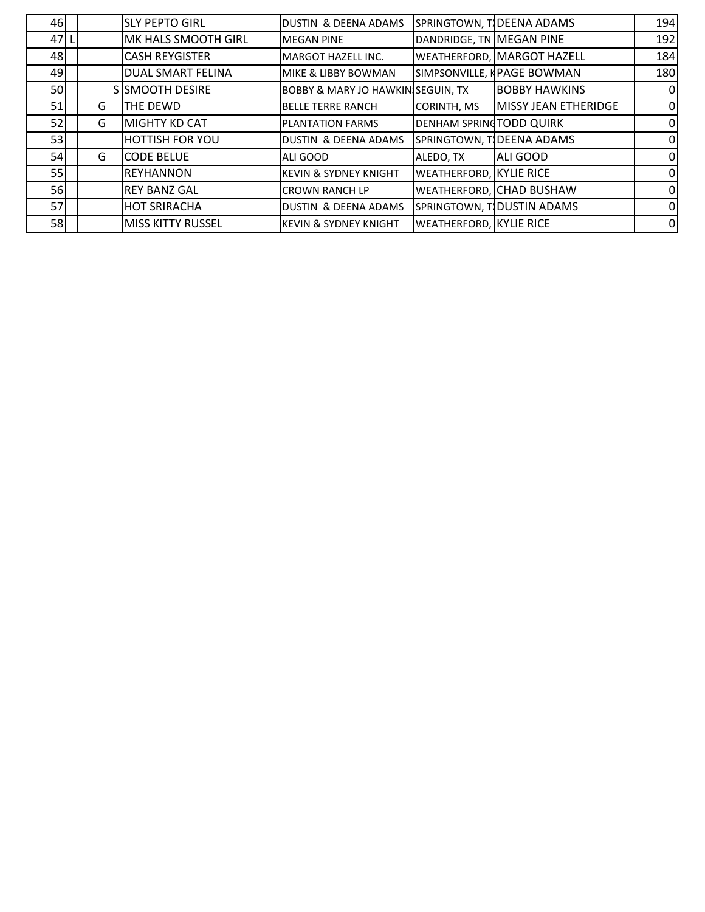| | | | | | | | | |
|---|---|---|---|---|---|---|---|---|
| 46 | | | | SLY PEPTO GIRL | DUSTIN & DEENA ADAMS | SPRINGTOWN, T | DEENA ADAMS | 194 |
| 47 | L | | | MK HALS SMOOTH GIRL | MEGAN PINE | DANDRIDGE, TN | MEGAN PINE | 192 |
| 48 | | | | CASH REYGISTER | MARGOT HAZELL INC. | WEATHERFORD, | MARGOT HAZELL | 184 |
| 49 | | | | DUAL SMART FELINA | MIKE & LIBBY BOWMAN | SIMPSONVILLE, K | PAGE BOWMAN | 180 |
| 50 | | | S | SMOOTH DESIRE | BOBBY & MARY JO HAWKIN | SEGUIN, TX | BOBBY HAWKINS | 0 |
| 51 | | G | | THE DEWD | BELLE TERRE RANCH | CORINTH, MS | MISSY JEAN ETHERIDGE | 0 |
| 52 | | G | | MIGHTY KD CAT | PLANTATION FARMS | DENHAM SPRIN | TODD QUIRK | 0 |
| 53 | | | | HOTTISH FOR YOU | DUSTIN & DEENA ADAMS | SPRINGTOWN, T | DEENA ADAMS | 0 |
| 54 | | G | | CODE BELUE | ALI GOOD | ALEDO, TX | ALI GOOD | 0 |
| 55 | | | | REYHANNON | KEVIN & SYDNEY KNIGHT | WEATHERFORD, | KYLIE RICE | 0 |
| 56 | | | | REY BANZ GAL | CROWN RANCH LP | WEATHERFORD, | CHAD BUSHAW | 0 |
| 57 | | | | HOT SRIRACHA | DUSTIN & DEENA ADAMS | SPRINGTOWN, T | DUSTIN ADAMS | 0 |
| 58 | | | | MISS KITTY RUSSEL | KEVIN & SYDNEY KNIGHT | WEATHERFORD, | KYLIE RICE | 0 |